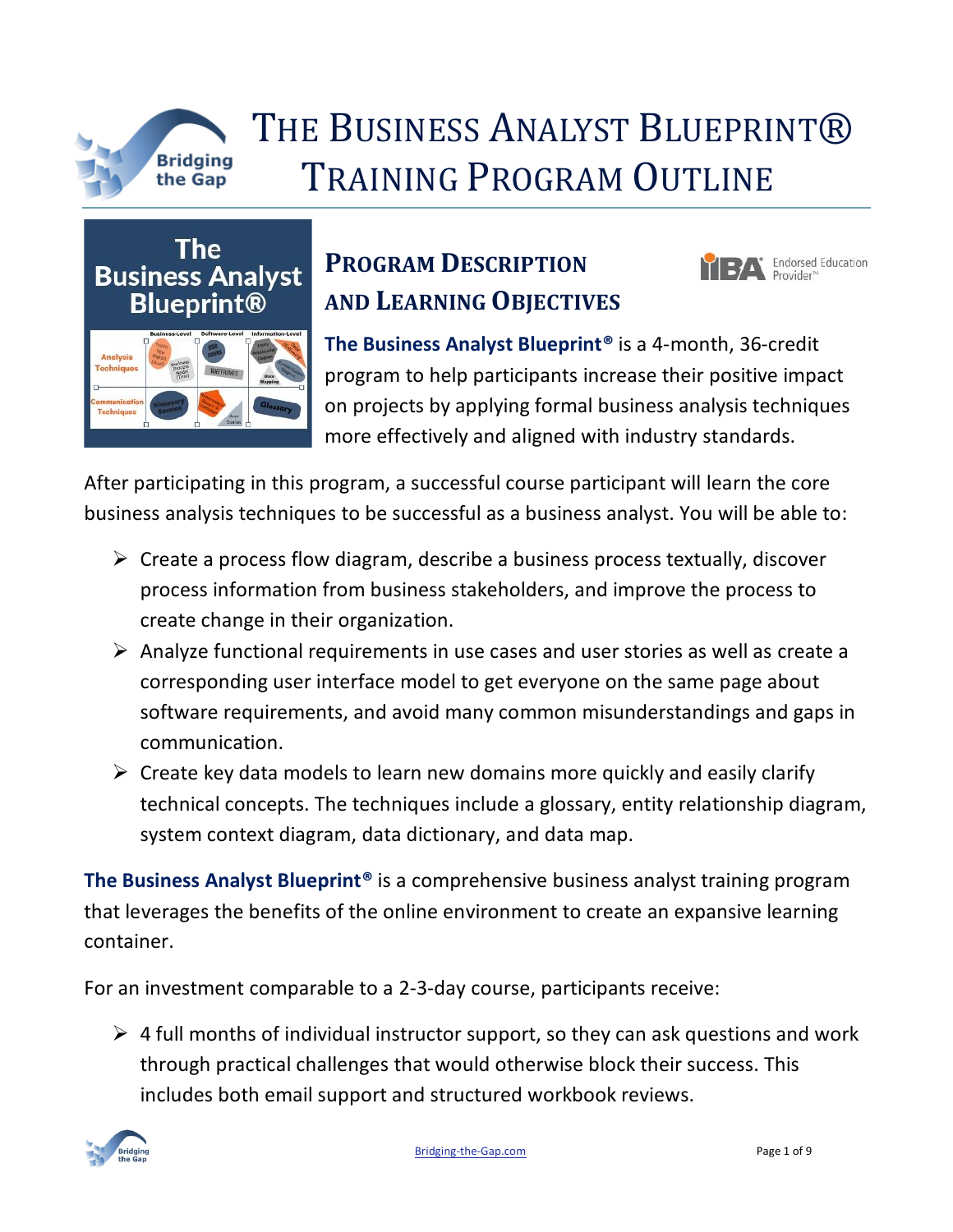# The Business Analyst Blueprint® Training Program Outline

## Program Description and Learning Objectives

**The Business Analyst Blueprint®** is a 4-month, 36-credit program to help participants increase their positive impact on projects by applying formal business analysis techniques more effectively and aligned with industry standards.

After participating in this program, a successful course participant will learn the core business analysis techniques to be successful as a business analyst. You will be able to:

- Create a process flow diagram, describe a business process textually, discover process information from business stakeholders, and improve the process to create change in their organization.
- Analyze functional requirements in use cases and user stories as well as create a corresponding user interface model to get everyone on the same page about software requirements, and avoid many common misunderstandings and gaps in communication.
- Create key data models to learn new domains more quickly and easily clarify technical concepts. The techniques include a glossary, entity relationship diagram, system context diagram, data dictionary, and data map.

**The Business Analyst Blueprint®** is a comprehensive business analyst training program that leverages the benefits of the online environment to create an expansive learning container.

For an investment comparable to a 2-3-day course, participants receive:

- 4 full months of individual instructor support, so they can ask questions and work through practical challenges that would otherwise block their success. This includes both email support and structured workbook reviews.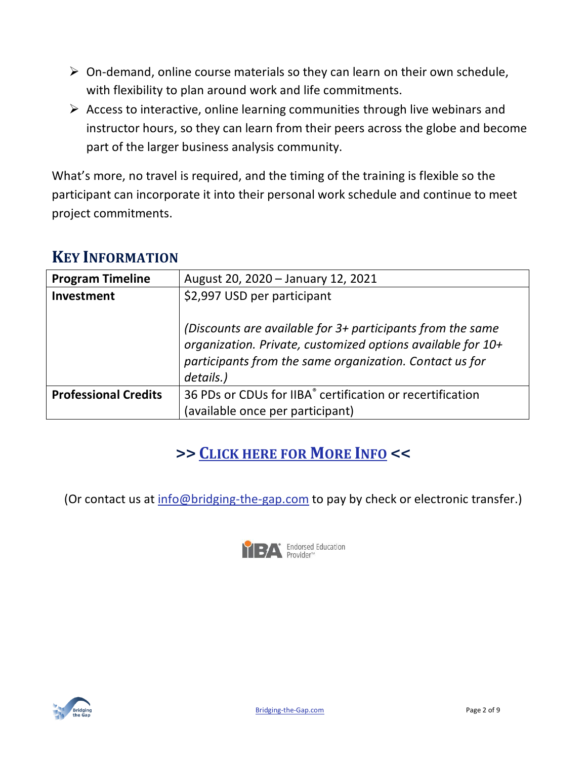- On-demand, online course materials so they can learn on their own schedule, with flexibility to plan around work and life commitments.
- Access to interactive, online learning communities through live webinars and instructor hours, so they can learn from their peers across the globe and become part of the larger business analysis community.

What's more, no travel is required, and the timing of the training is flexible so the participant can incorporate it into their personal work schedule and continue to meet project commitments.

## Key Information

| | |
|---|---|
| **Program Timeline** | August 20, 2020 – January 12, 2021 |
| **Investment** | $2,997 USD per participant<br><br>*(Discounts are available for 3+ participants from the same organization. Private, customized options available for 10+ participants from the same organization. Contact us for details.)* |
| **Professional Credits** | 36 PDs or CDUs for IIBA® certification or recertification (available once per participant) |

**>> Click here for More Info <<**

(Or contact us at info@bridging-the-gap.com to pay by check or electronic transfer.)

IIBA Endorsed Education Provider™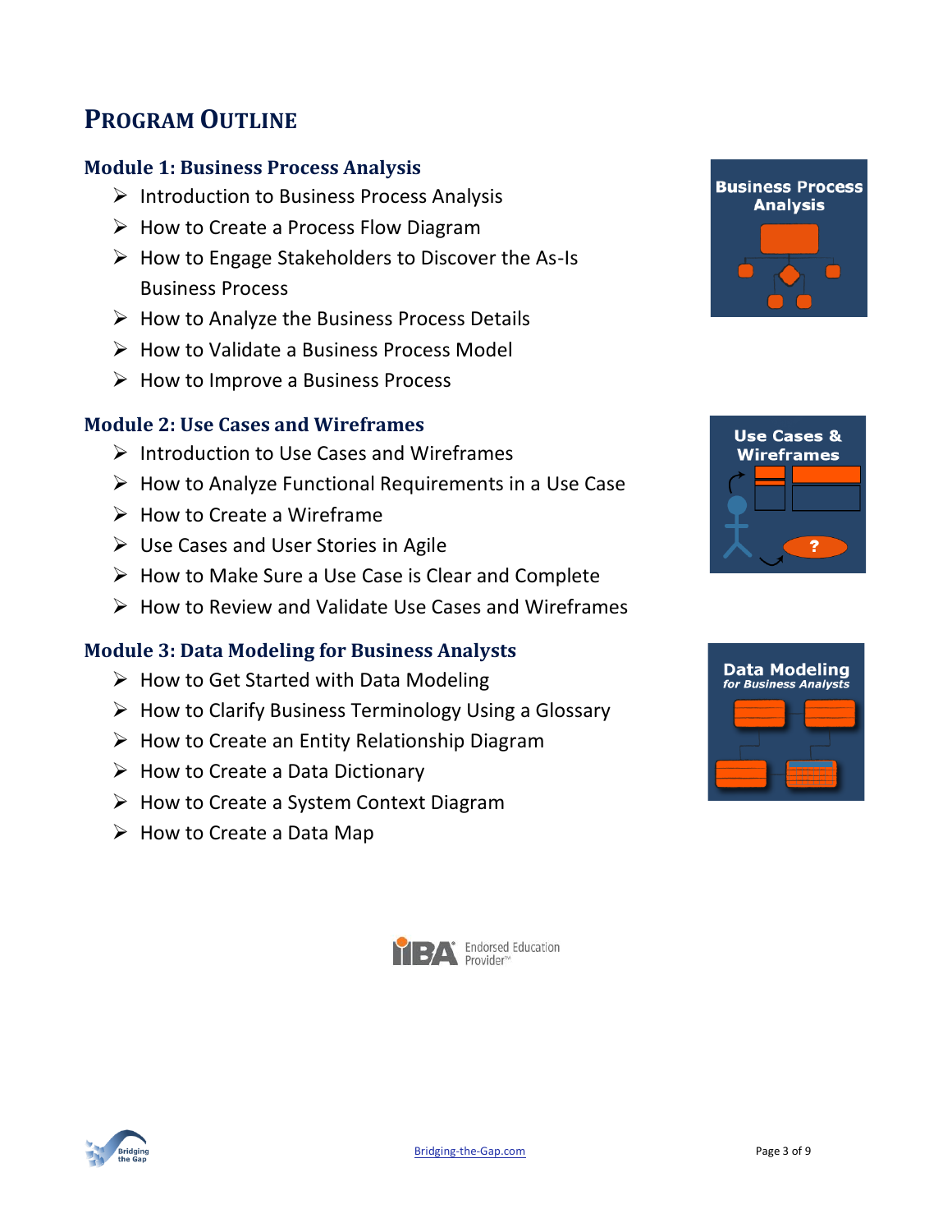# Program Outline

## Module 1: Business Process Analysis

- Introduction to Business Process Analysis
- How to Create a Process Flow Diagram
- How to Engage Stakeholders to Discover the As-Is Business Process
- How to Analyze the Business Process Details
- How to Validate a Business Process Model
- How to Improve a Business Process

## Module 2: Use Cases and Wireframes

- Introduction to Use Cases and Wireframes
- How to Analyze Functional Requirements in a Use Case
- How to Create a Wireframe
- Use Cases and User Stories in Agile
- How to Make Sure a Use Case is Clear and Complete
- How to Review and Validate Use Cases and Wireframes

## Module 3: Data Modeling for Business Analysts

- How to Get Started with Data Modeling
- How to Clarify Business Terminology Using a Glossary
- How to Create an Entity Relationship Diagram
- How to Create a Data Dictionary
- How to Create a System Context Diagram
- How to Create a Data Map

IIBA® Endorsed Education Provider™

Bridging-the-Gap.com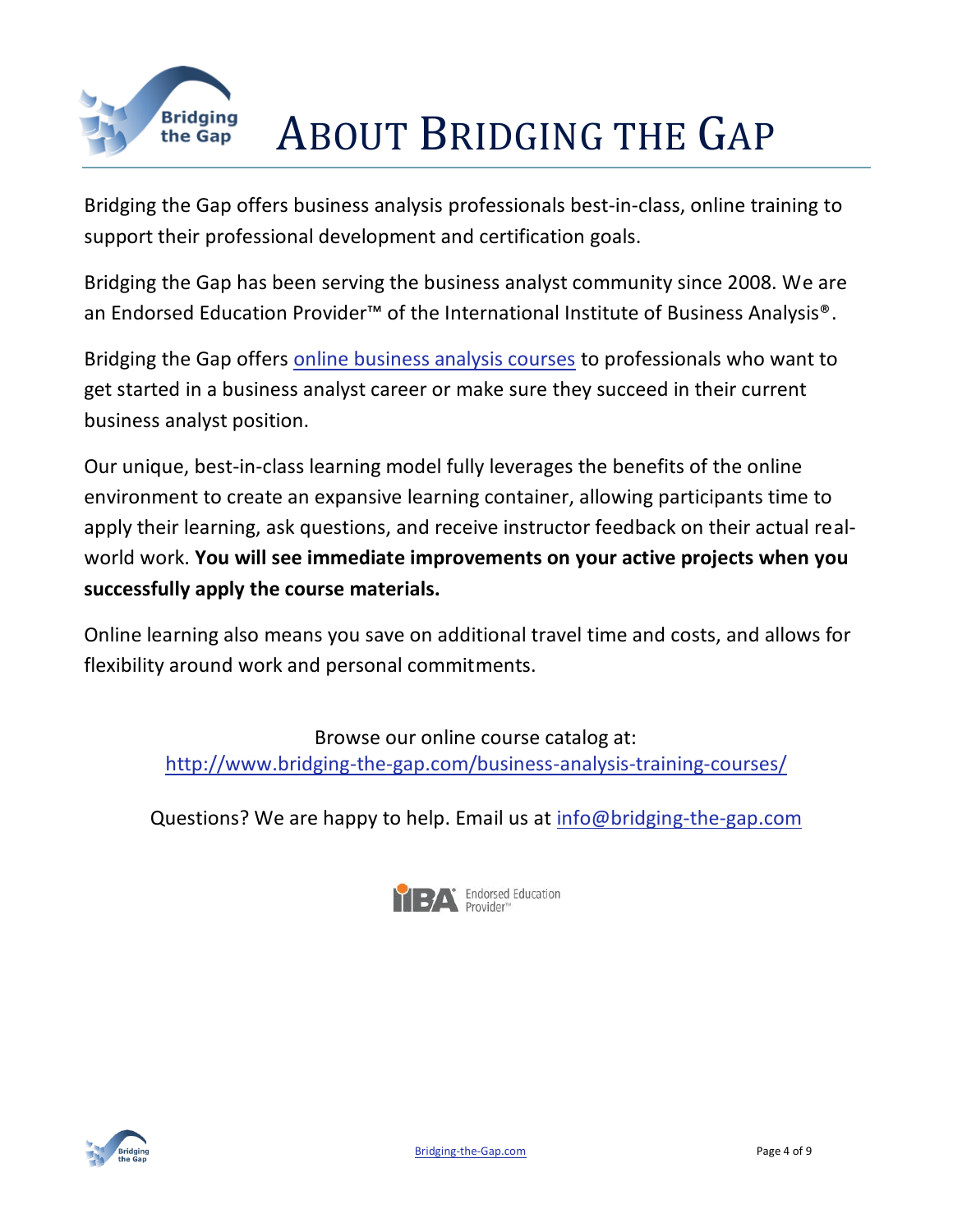# About Bridging the Gap

Bridging the Gap offers business analysis professionals best-in-class, online training to support their professional development and certification goals.

Bridging the Gap has been serving the business analyst community since 2008. We are an Endorsed Education Provider™ of the International Institute of Business Analysis®.

Bridging the Gap offers [online business analysis courses](http://www.bridging-the-gap.com/business-analysis-training-courses/) to professionals who want to get started in a business analyst career or make sure they succeed in their current business analyst position.

Our unique, best-in-class learning model fully leverages the benefits of the online environment to create an expansive learning container, allowing participants time to apply their learning, ask questions, and receive instructor feedback on their actual real-world work. **You will see immediate improvements on your active projects when you successfully apply the course materials.**

Online learning also means you save on additional travel time and costs, and allows for flexibility around work and personal commitments.

Browse our online course catalog at:
http://www.bridging-the-gap.com/business-analysis-training-courses/

Questions? We are happy to help. Email us at info@bridging-the-gap.com

IIBA® Endorsed Education Provider™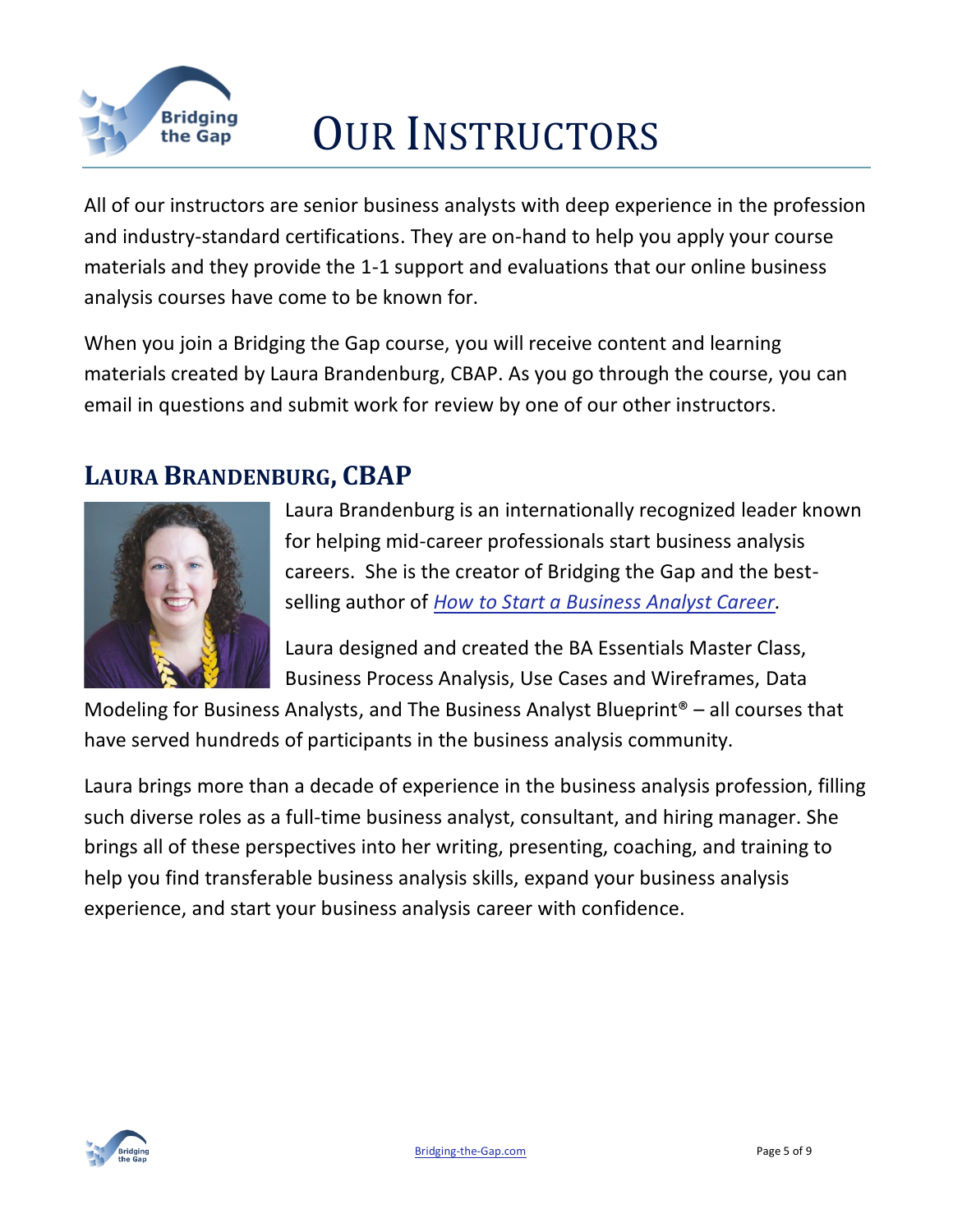# Our Instructors

All of our instructors are senior business analysts with deep experience in the profession and industry-standard certifications. They are on-hand to help you apply your course materials and they provide the 1-1 support and evaluations that our online business analysis courses have come to be known for.

When you join a Bridging the Gap course, you will receive content and learning materials created by Laura Brandenburg, CBAP. As you go through the course, you can email in questions and submit work for review by one of our other instructors.

## Laura Brandenburg, CBAP

Laura Brandenburg is an internationally recognized leader known for helping mid-career professionals start business analysis careers. She is the creator of Bridging the Gap and the best-selling author of *How to Start a Business Analyst Career*.

Laura designed and created the BA Essentials Master Class, Business Process Analysis, Use Cases and Wireframes, Data Modeling for Business Analysts, and The Business Analyst Blueprint® – all courses that have served hundreds of participants in the business analysis community.

Laura brings more than a decade of experience in the business analysis profession, filling such diverse roles as a full-time business analyst, consultant, and hiring manager. She brings all of these perspectives into her writing, presenting, coaching, and training to help you find transferable business analysis skills, expand your business analysis experience, and start your business analysis career with confidence.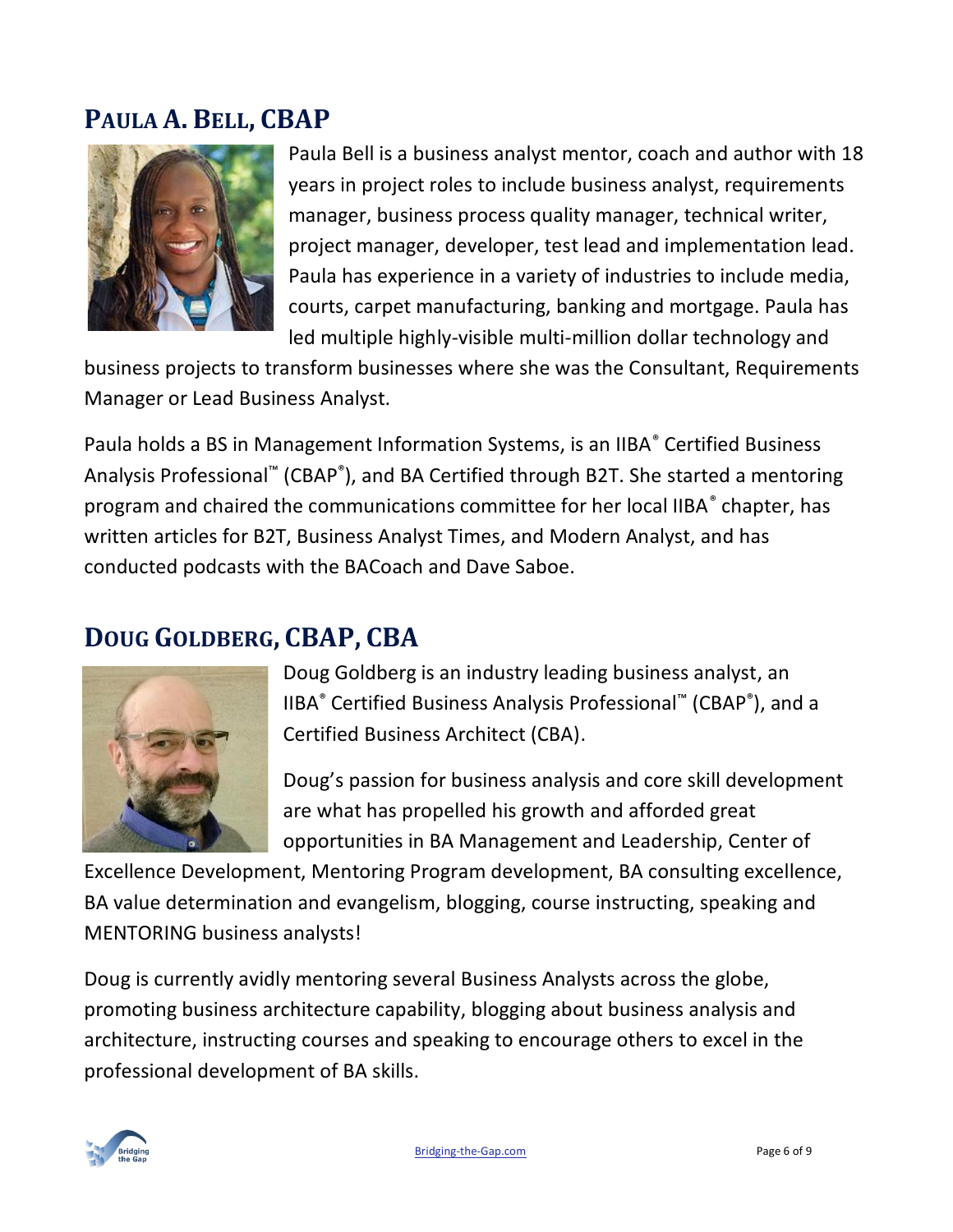## PAULA A. BELL, CBAP

Paula Bell is a business analyst mentor, coach and author with 18 years in project roles to include business analyst, requirements manager, business process quality manager, technical writer, project manager, developer, test lead and implementation lead. Paula has experience in a variety of industries to include media, courts, carpet manufacturing, banking and mortgage. Paula has led multiple highly-visible multi-million dollar technology and business projects to transform businesses where she was the Consultant, Requirements Manager or Lead Business Analyst.

Paula holds a BS in Management Information Systems, is an IIBA® Certified Business Analysis Professional™ (CBAP®), and BA Certified through B2T. She started a mentoring program and chaired the communications committee for her local IIBA® chapter, has written articles for B2T, Business Analyst Times, and Modern Analyst, and has conducted podcasts with the BACoach and Dave Saboe.

## DOUG GOLDBERG, CBAP, CBA

Doug Goldberg is an industry leading business analyst, an IIBA® Certified Business Analysis Professional™ (CBAP®), and a Certified Business Architect (CBA).

Doug's passion for business analysis and core skill development are what has propelled his growth and afforded great opportunities in BA Management and Leadership, Center of Excellence Development, Mentoring Program development, BA consulting excellence, BA value determination and evangelism, blogging, course instructing, speaking and MENTORING business analysts!

Doug is currently avidly mentoring several Business Analysts across the globe, promoting business architecture capability, blogging about business analysis and architecture, instructing courses and speaking to encourage others to excel in the professional development of BA skills.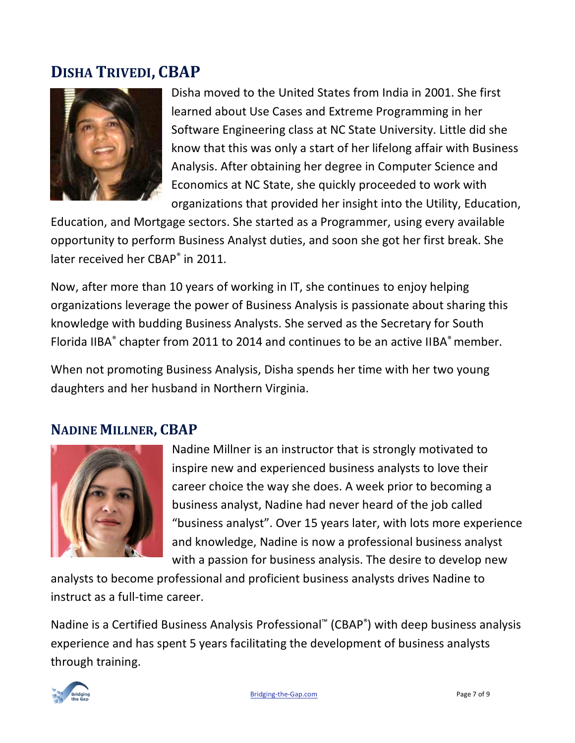## DISHA TRIVEDI, CBAP

Disha moved to the United States from India in 2001. She first learned about Use Cases and Extreme Programming in her Software Engineering class at NC State University. Little did she know that this was only a start of her lifelong affair with Business Analysis. After obtaining her degree in Computer Science and Economics at NC State, she quickly proceeded to work with organizations that provided her insight into the Utility, Education, Education, and Mortgage sectors. She started as a Programmer, using every available opportunity to perform Business Analyst duties, and soon she got her first break. She later received her CBAP® in 2011.

Now, after more than 10 years of working in IT, she continues to enjoy helping organizations leverage the power of Business Analysis is passionate about sharing this knowledge with budding Business Analysts. She served as the Secretary for South Florida IIBA® chapter from 2011 to 2014 and continues to be an active IIBA® member.

When not promoting Business Analysis, Disha spends her time with her two young daughters and her husband in Northern Virginia.

## NADINE MILLNER, CBAP

Nadine Millner is an instructor that is strongly motivated to inspire new and experienced business analysts to love their career choice the way she does. A week prior to becoming a business analyst, Nadine had never heard of the job called "business analyst". Over 15 years later, with lots more experience and knowledge, Nadine is now a professional business analyst with a passion for business analysis. The desire to develop new analysts to become professional and proficient business analysts drives Nadine to instruct as a full-time career.

Nadine is a Certified Business Analysis Professional™ (CBAP®) with deep business analysis experience and has spent 5 years facilitating the development of business analysts through training.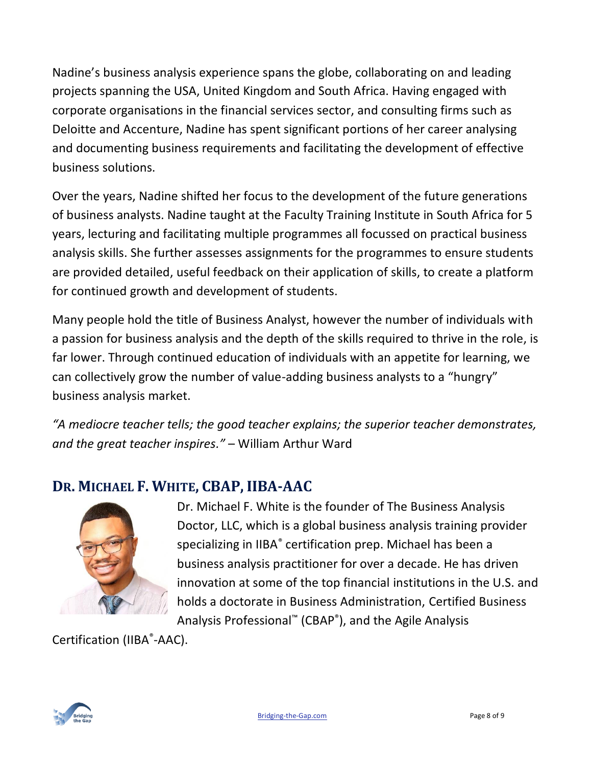Nadine's business analysis experience spans the globe, collaborating on and leading projects spanning the USA, United Kingdom and South Africa. Having engaged with corporate organisations in the financial services sector, and consulting firms such as Deloitte and Accenture, Nadine has spent significant portions of her career analysing and documenting business requirements and facilitating the development of effective business solutions.

Over the years, Nadine shifted her focus to the development of the future generations of business analysts. Nadine taught at the Faculty Training Institute in South Africa for 5 years, lecturing and facilitating multiple programmes all focussed on practical business analysis skills. She further assesses assignments for the programmes to ensure students are provided detailed, useful feedback on their application of skills, to create a platform for continued growth and development of students.

Many people hold the title of Business Analyst, however the number of individuals with a passion for business analysis and the depth of the skills required to thrive in the role, is far lower. Through continued education of individuals with an appetite for learning, we can collectively grow the number of value-adding business analysts to a "hungry" business analysis market.

*"A mediocre teacher tells; the good teacher explains; the superior teacher demonstrates, and the great teacher inspires."* – William Arthur Ward

## Dr. Michael F. White, CBAP, IIBA-AAC

Dr. Michael F. White is the founder of The Business Analysis Doctor, LLC, which is a global business analysis training provider specializing in IIBA® certification prep. Michael has been a business analysis practitioner for over a decade. He has driven innovation at some of the top financial institutions in the U.S. and holds a doctorate in Business Administration, Certified Business Analysis Professional™ (CBAP®), and the Agile Analysis Certification (IIBA®-AAC).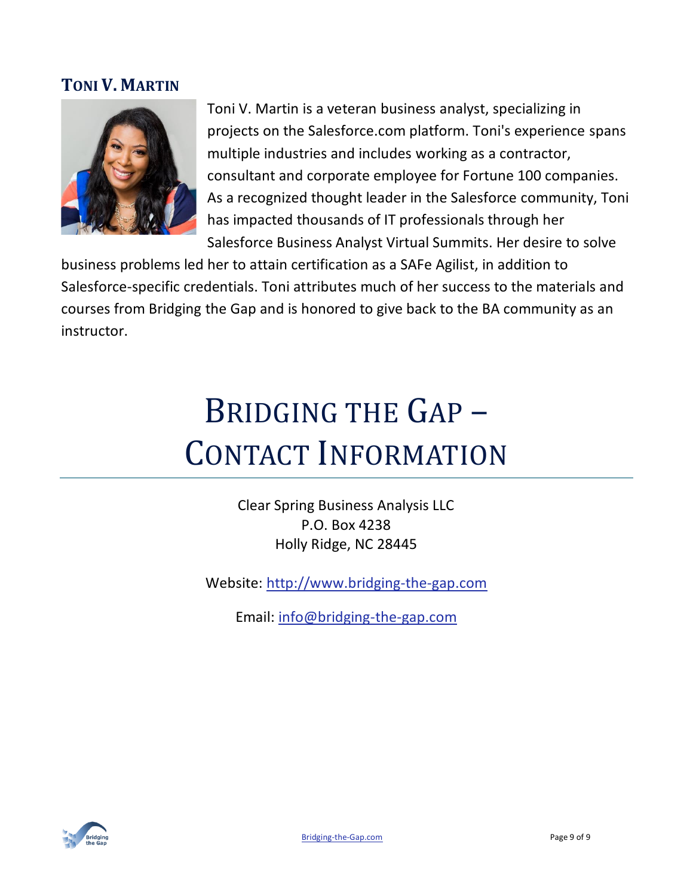### Toni V. Martin

Toni V. Martin is a veteran business analyst, specializing in projects on the Salesforce.com platform. Toni's experience spans multiple industries and includes working as a contractor, consultant and corporate employee for Fortune 100 companies. As a recognized thought leader in the Salesforce community, Toni has impacted thousands of IT professionals through her Salesforce Business Analyst Virtual Summits. Her desire to solve business problems led her to attain certification as a SAFe Agilist, in addition to Salesforce-specific credentials. Toni attributes much of her success to the materials and courses from Bridging the Gap and is honored to give back to the BA community as an instructor.

# Bridging the Gap – Contact Information

Clear Spring Business Analysis LLC
P.O. Box 4238
Holly Ridge, NC 28445

Website: http://www.bridging-the-gap.com

Email: info@bridging-the-gap.com